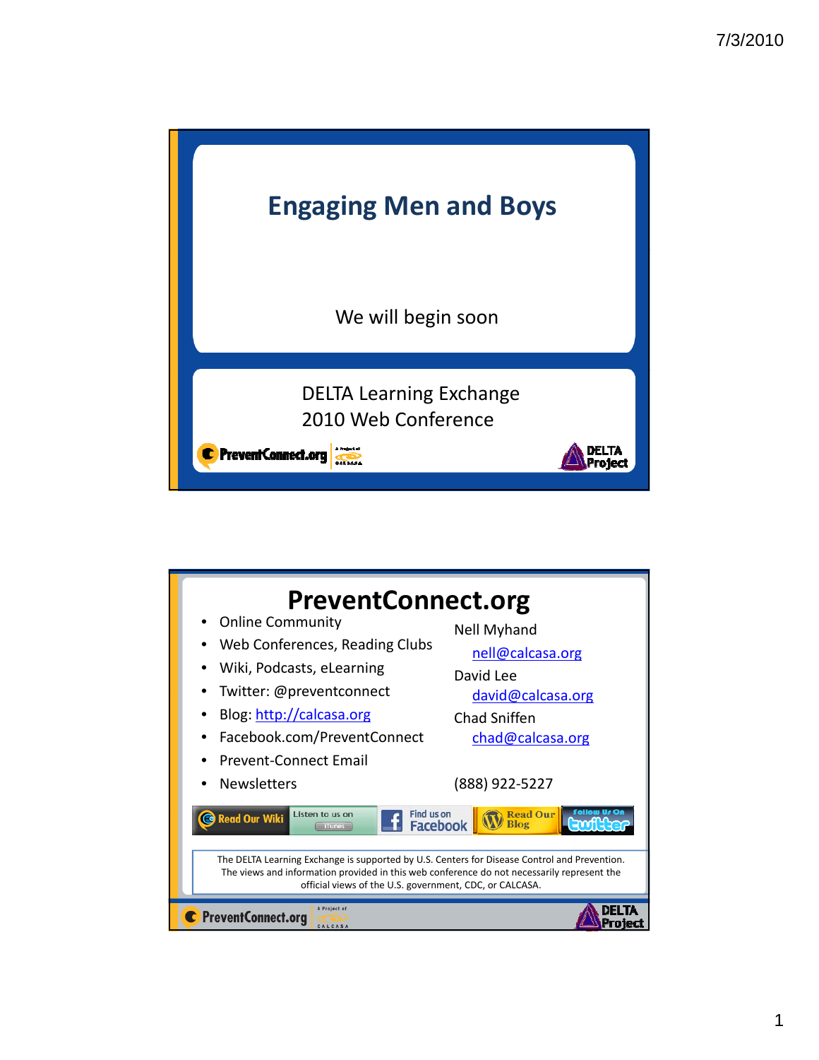# Engaging Men and Boys

We will begin soon

DELTA Learning Exchange
2010 Web Conference

PreventConnect.org

DELTA Project

---

## PreventConnect.org

- Online Community
- Web Conferences, Reading Clubs
- Wiki, Podcasts, eLearning
- Twitter: @preventconnect
- Blog: http://calcasa.org
- Facebook.com/PreventConnect
- Prevent-Connect Email
- Newsletters

Nell Myhand
nell@calcasa.org

David Lee
david@calcasa.org

Chad Sniffen
chad@calcasa.org

(888) 922-5227

Read Our Wiki | Listen to us on iTunes | Find us on Facebook | Read Our Blog | Follow Us On twitter

The DELTA Learning Exchange is supported by U.S. Centers for Disease Control and Prevention. The views and information provided in this web conference do not necessarily represent the official views of the U.S. government, CDC, or CALCASA.

PreventConnect.org

DELTA Project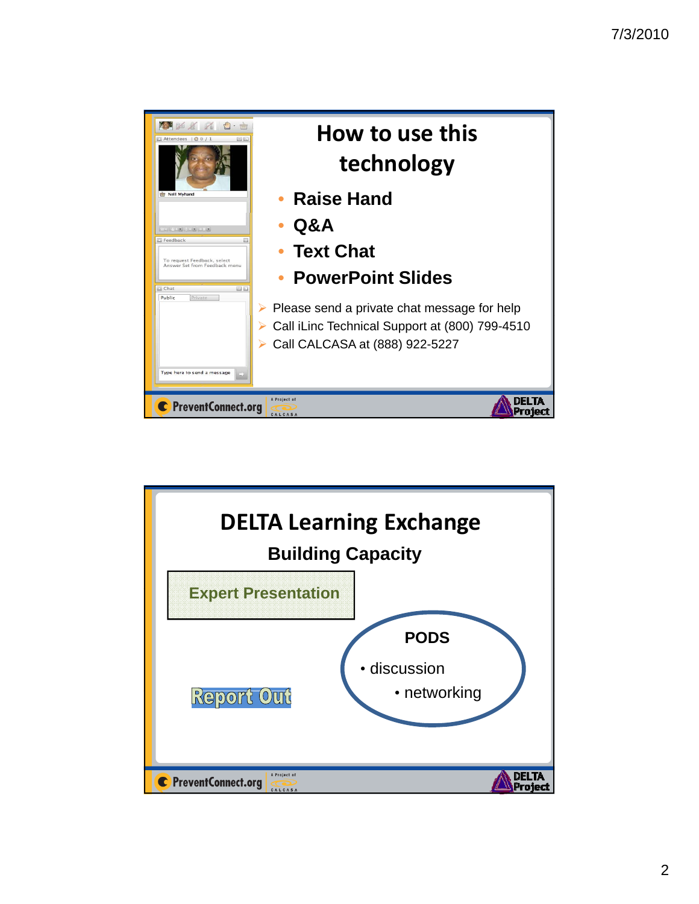# How to use this technology

- Raise Hand
- Q&A
- Text Chat
- PowerPoint Slides

- Please send a private chat message for help
- Call iLinc Technical Support at (800) 799-4510
- Call CALCASA at (888) 922-5227

PreventConnect.org A Project of CALCASA

DELTA Project

# DELTA Learning Exchange

## Building Capacity

**Expert Presentation**

**PODS**

- discussion
- networking

**Report Out**

PreventConnect.org A Project of CALCASA

DELTA Project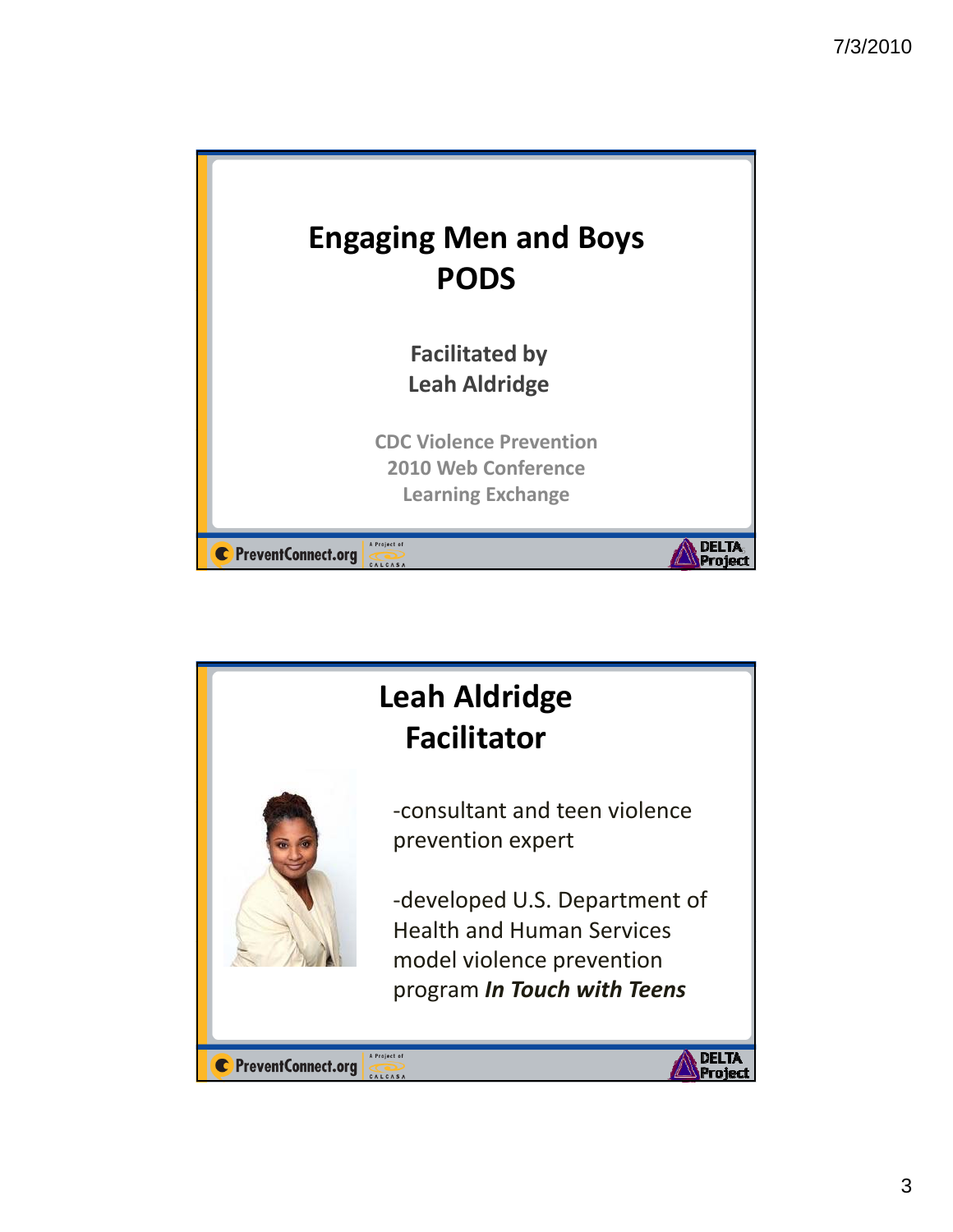# Engaging Men and Boys PODS

**Facilitated by Leah Aldridge**

CDC Violence Prevention
2010 Web Conference
Learning Exchange

PreventConnect.org | A Project of CALCASA | DELTA Project

# Leah Aldridge Facilitator

-consultant and teen violence prevention expert

-developed U.S. Department of Health and Human Services model violence prevention program ***In Touch with Teens***

PreventConnect.org | A Project of CALCASA | DELTA Project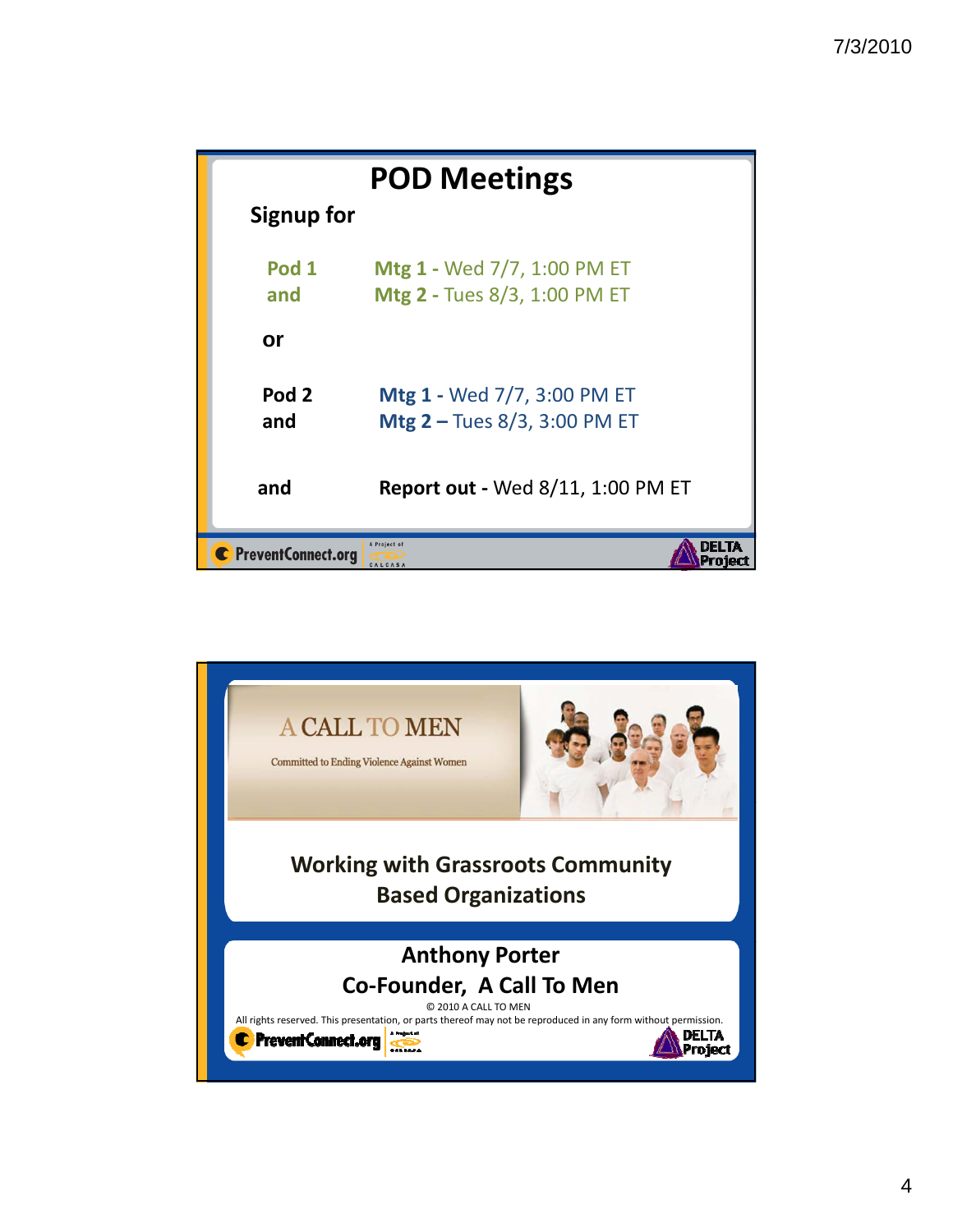## POD Meetings

**Signup for**

**Pod 1** — **Mtg 1 -** Wed 7/7, 1:00 PM ET
**and** — **Mtg 2 -** Tues 8/3, 1:00 PM ET

**or**

**Pod 2** — **Mtg 1 -** Wed 7/7, 3:00 PM ET
**and** — **Mtg 2 –** Tues 8/3, 3:00 PM ET

**and** — **Report out -** Wed 8/11, 1:00 PM ET

PreventConnect.org — A Project of CALCASA — DELTA Project

---

A CALL TO MEN

Committed to Ending Violence Against Women

## Working with Grassroots Community Based Organizations

**Anthony Porter**
**Co-Founder, A Call To Men**

© 2010 A CALL TO MEN
All rights reserved. This presentation, or parts thereof may not be reproduced in any form without permission.

PreventConnect.org — A Project of CALCASA — DELTA Project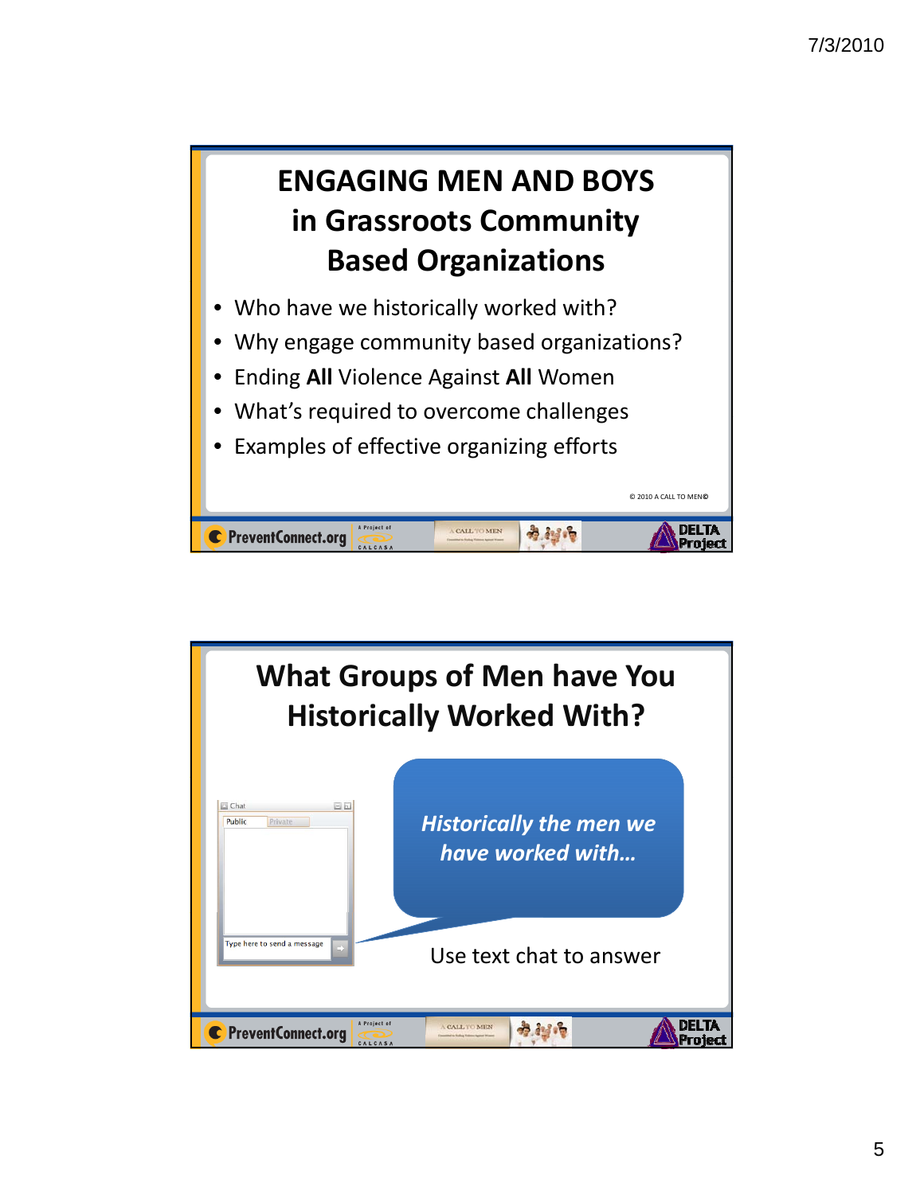# ENGAGING MEN AND BOYS in Grassroots Community Based Organizations

- Who have we historically worked with?
- Why engage community based organizations?
- Ending **All** Violence Against **All** Women
- What's required to overcome challenges
- Examples of effective organizing efforts

© 2010 A CALL TO MEN©

# What Groups of Men have You Historically Worked With?

*Historically the men we have worked with…*

Use text chat to answer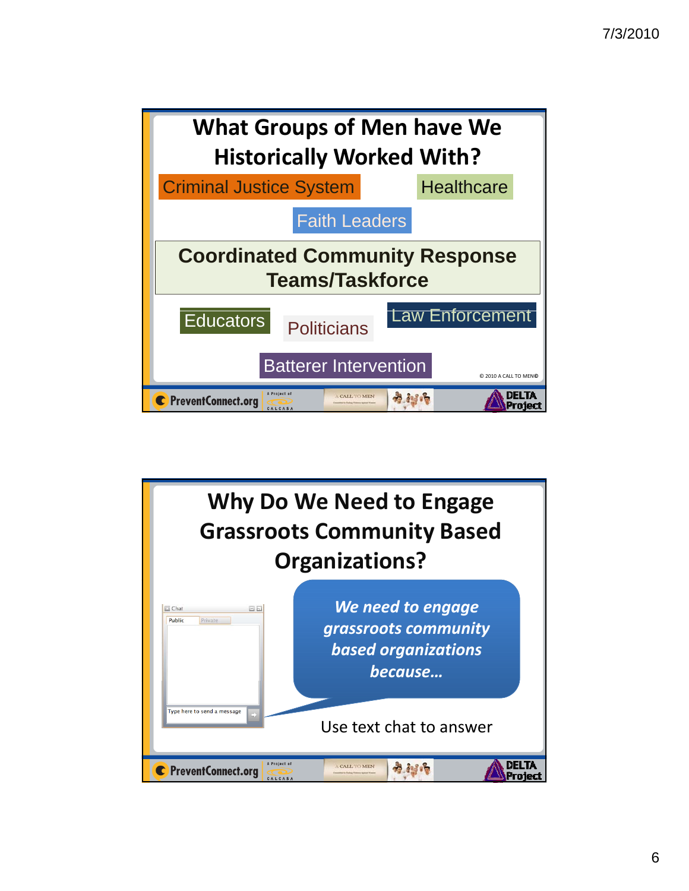## What Groups of Men have We Historically Worked With?

Criminal Justice System

Healthcare

Faith Leaders

**Coordinated Community Response Teams/Taskforce**

Educators

Politicians

Law Enforcement

Batterer Intervention

© 2010 A CALL TO MEN©

PreventConnect.org | A Project of CALCASA | A CALL TO MEN | DELTA Project

## Why Do We Need to Engage Grassroots Community Based Organizations?

Chat

Public | Private

Type here to send a message

***We need to engage grassroots community based organizations because…***

Use text chat to answer

PreventConnect.org | A Project of CALCASA | A CALL TO MEN | DELTA Project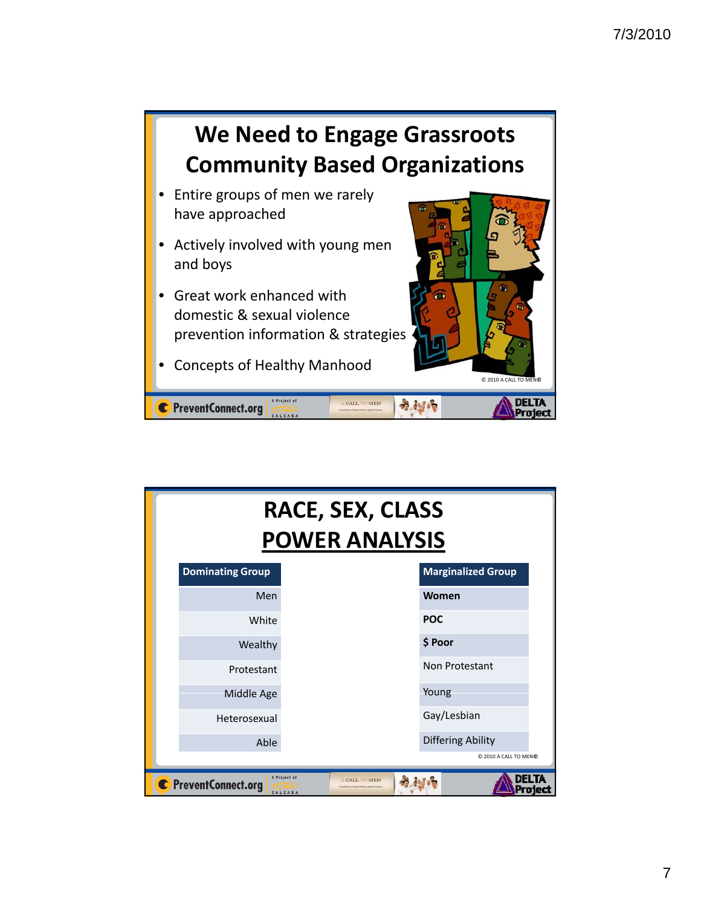# We Need to Engage Grassroots Community Based Organizations

- Entire groups of men we rarely have approached
- Actively involved with young men and boys
- Great work enhanced with domestic & sexual violence prevention information & strategies
- Concepts of Healthy Manhood

© 2010 A CALL TO MEN©

# RACE, SEX, CLASS POWER ANALYSIS

| Dominating Group | Marginalized Group |
|---|---|
| Men | **Women** |
| White | **POC** |
| Wealthy | **$ Poor** |
| Protestant | Non Protestant |
| Middle Age | Young |
| Heterosexual | Gay/Lesbian |
| Able | Differing Ability |

© 2010 A CALL TO MEN©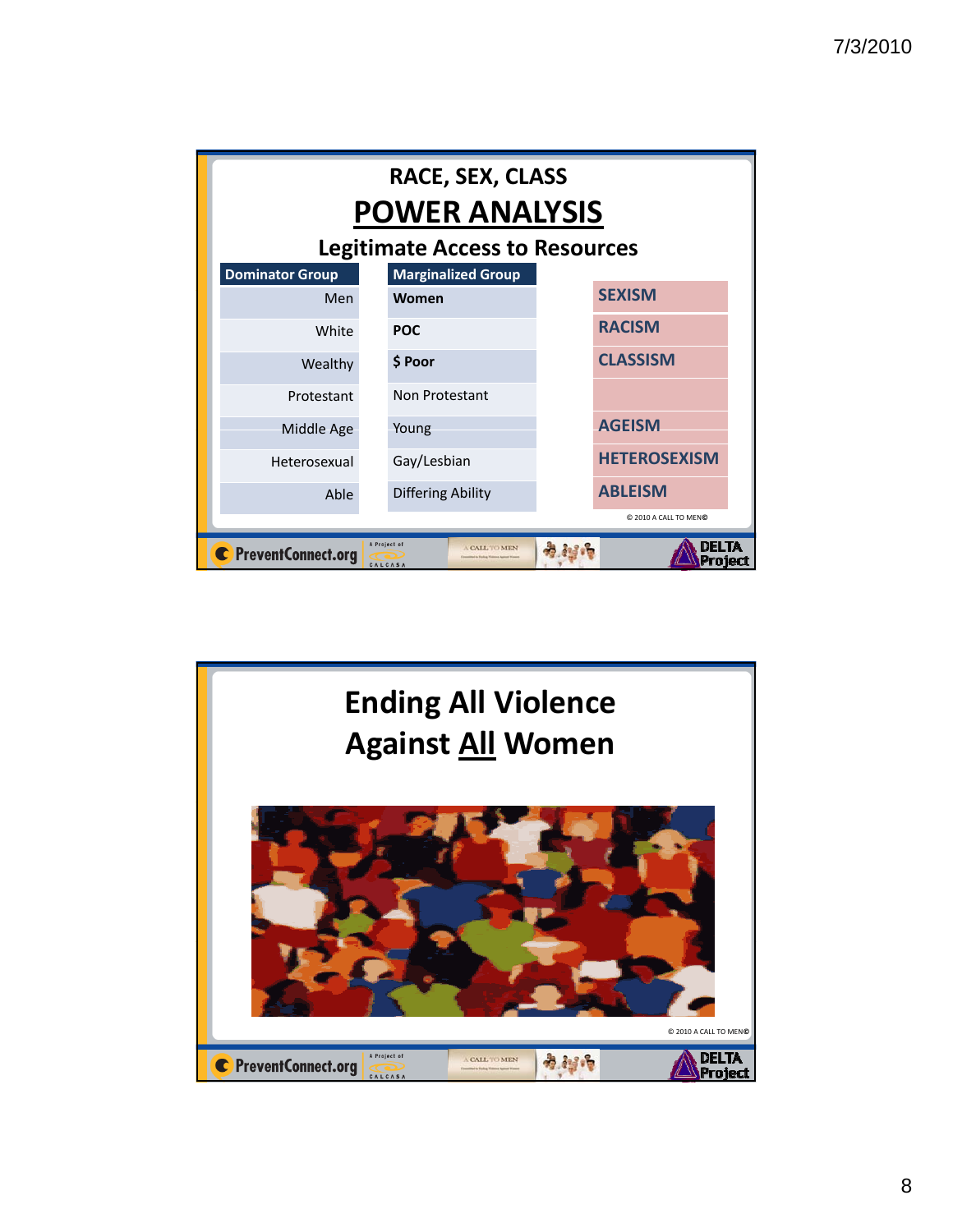## RACE, SEX, CLASS

# POWER ANALYSIS

### Legitimate Access to Resources

| Dominator Group | Marginalized Group | |
|---|---|---|
| Men | **Women** | **SEXISM** |
| White | **POC** | **RACISM** |
| Wealthy | **$ Poor** | **CLASSISM** |
| Protestant | Non Protestant | |
| Middle Age | Young | **AGEISM** |
| Heterosexual | Gay/Lesbian | **HETEROSEXISM** |
| Able | Differing Ability | **ABLEISM** |

© 2010 A CALL TO MEN©

PreventConnect.org | A Project of CALCASA | A CALL TO MEN | DELTA Project

# Ending All Violence Against **All** Women

© 2010 A CALL TO MEN©

PreventConnect.org | A Project of CALCASA | A CALL TO MEN | DELTA Project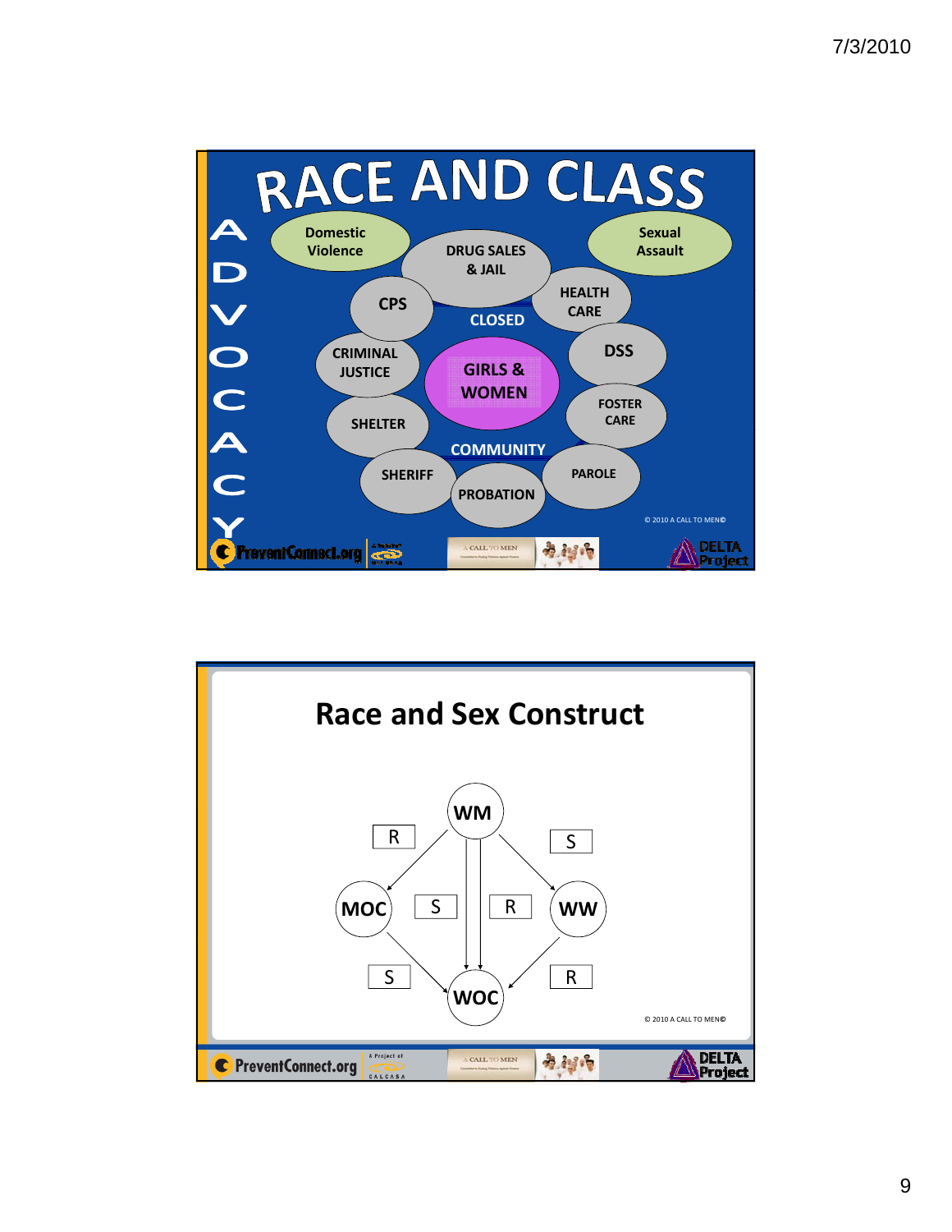# RACE AND CLASS

ADVOCACY

Domestic Violence

DRUG SALES & JAIL

Sexual Assault

CPS

HEALTH CARE

CLOSED

CRIMINAL JUSTICE

GIRLS & WOMEN

DSS

SHELTER

FOSTER CARE

COMMUNITY

SHERIFF

PROBATION

PAROLE

© 2010 A CALL TO MEN©

# Race and Sex Construct

WM

R → MOC

S → WW

MOC: S → WOC

WM: S, R → WOC

WW: R → WOC

© 2010 A CALL TO MEN©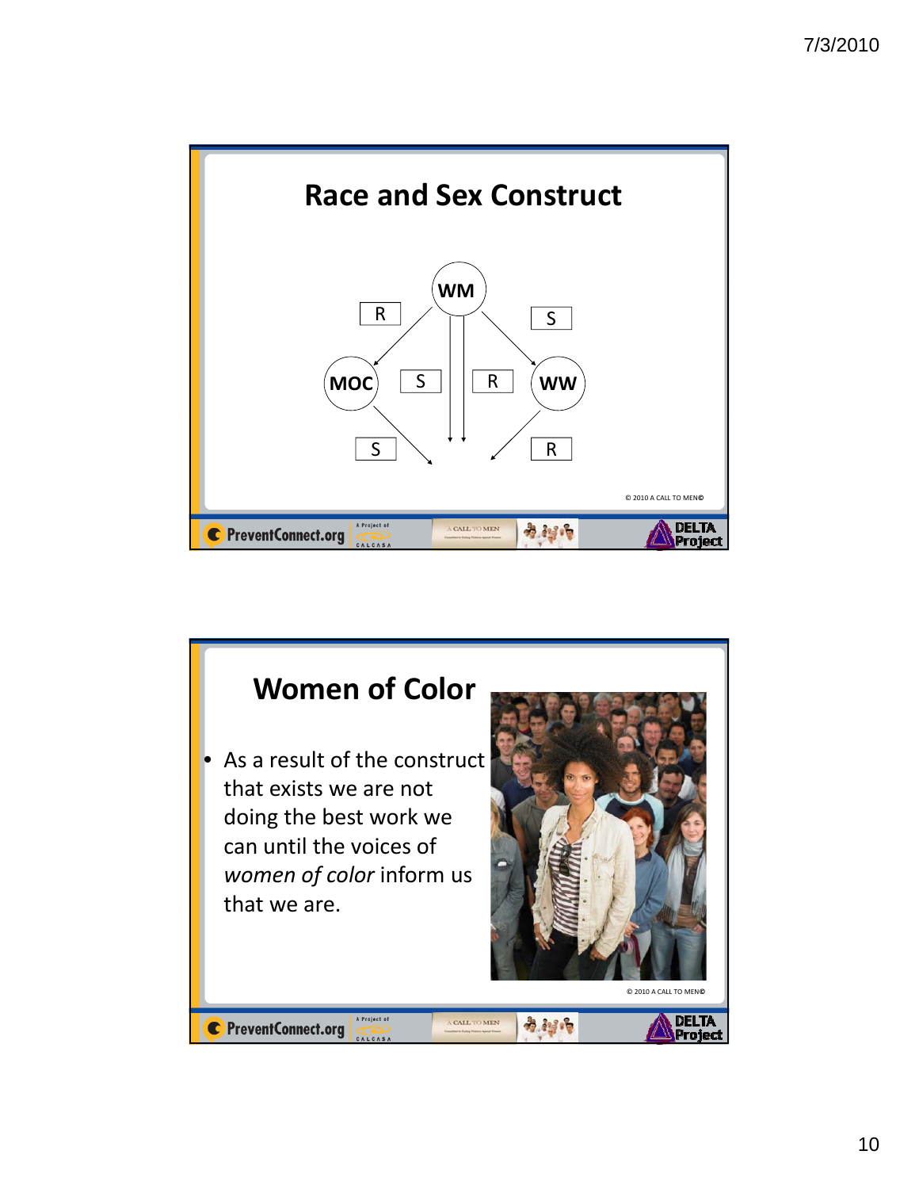## Race and Sex Construct

WM

R S

MOC S R WW

S R

© 2010 A CALL TO MEN©

## Women of Color

- As a result of the construct that exists we are not doing the best work we can until the voices of *women of color* inform us that we are.

© 2010 A CALL TO MEN©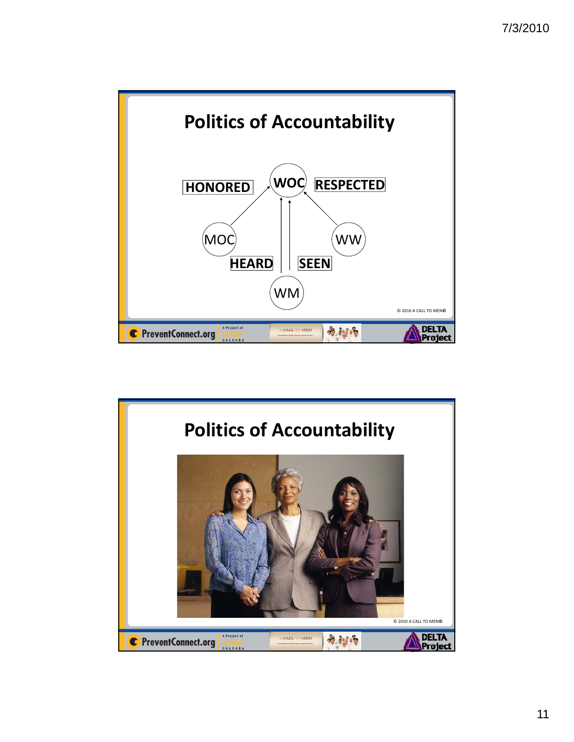## Politics of Accountability

HONORED

WOC

RESPECTED

MOC

WW

HEARD

SEEN

WM

© 2010 A CALL TO MEN©

PreventConnect.org | A Project of CALCASA | A CALL TO MEN | DELTA Project

## Politics of Accountability

© 2010 A CALL TO MEN©

PreventConnect.org | A Project of CALCASA | A CALL TO MEN | DELTA Project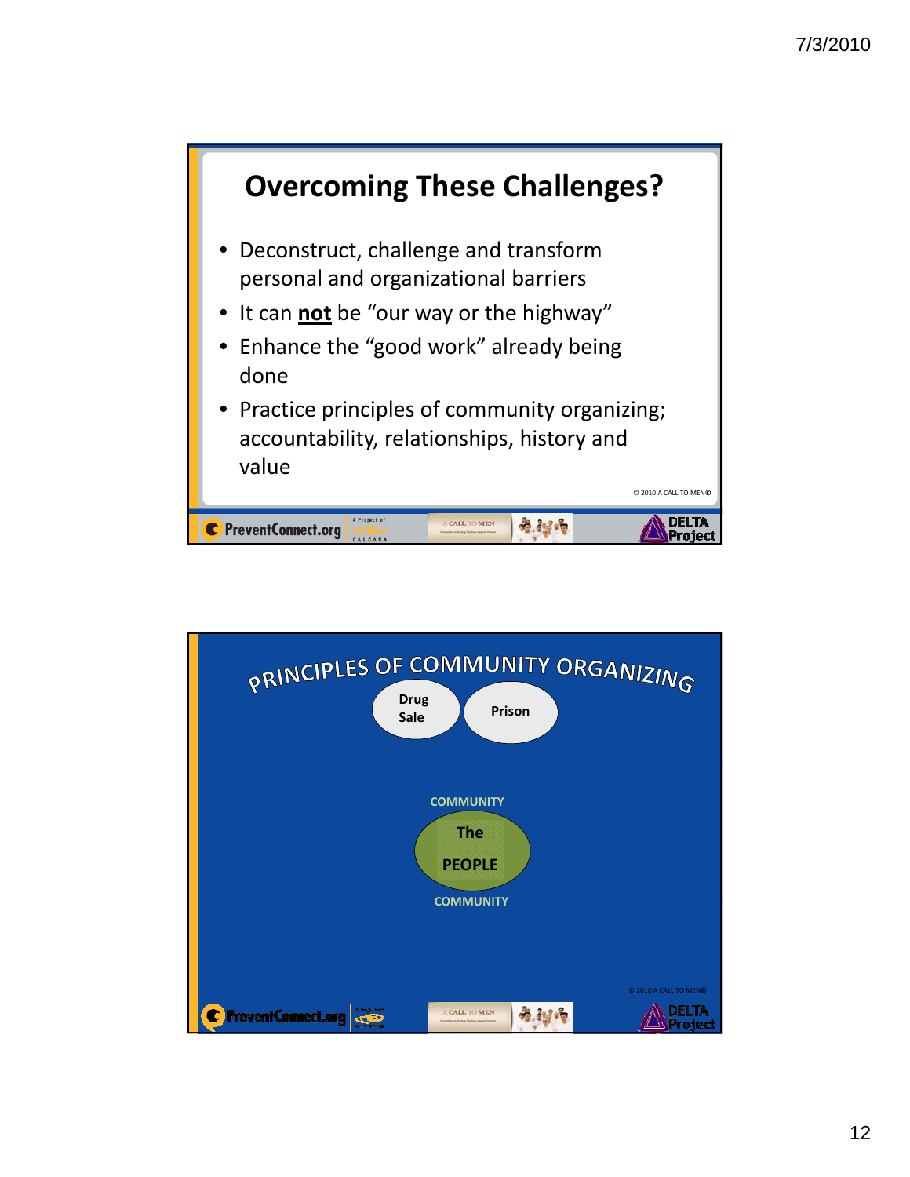## Overcoming These Challenges?

- Deconstruct, challenge and transform personal and organizational barriers
- It can **not** be "our way or the highway"
- Enhance the "good work" already being done
- Practice principles of community organizing; accountability, relationships, history and value

© 2010 A CALL TO MEN©

## PRINCIPLES OF COMMUNITY ORGANIZING

Drug Sale

Prison

COMMUNITY

The PEOPLE

COMMUNITY

© 2010 A CALL TO MEN©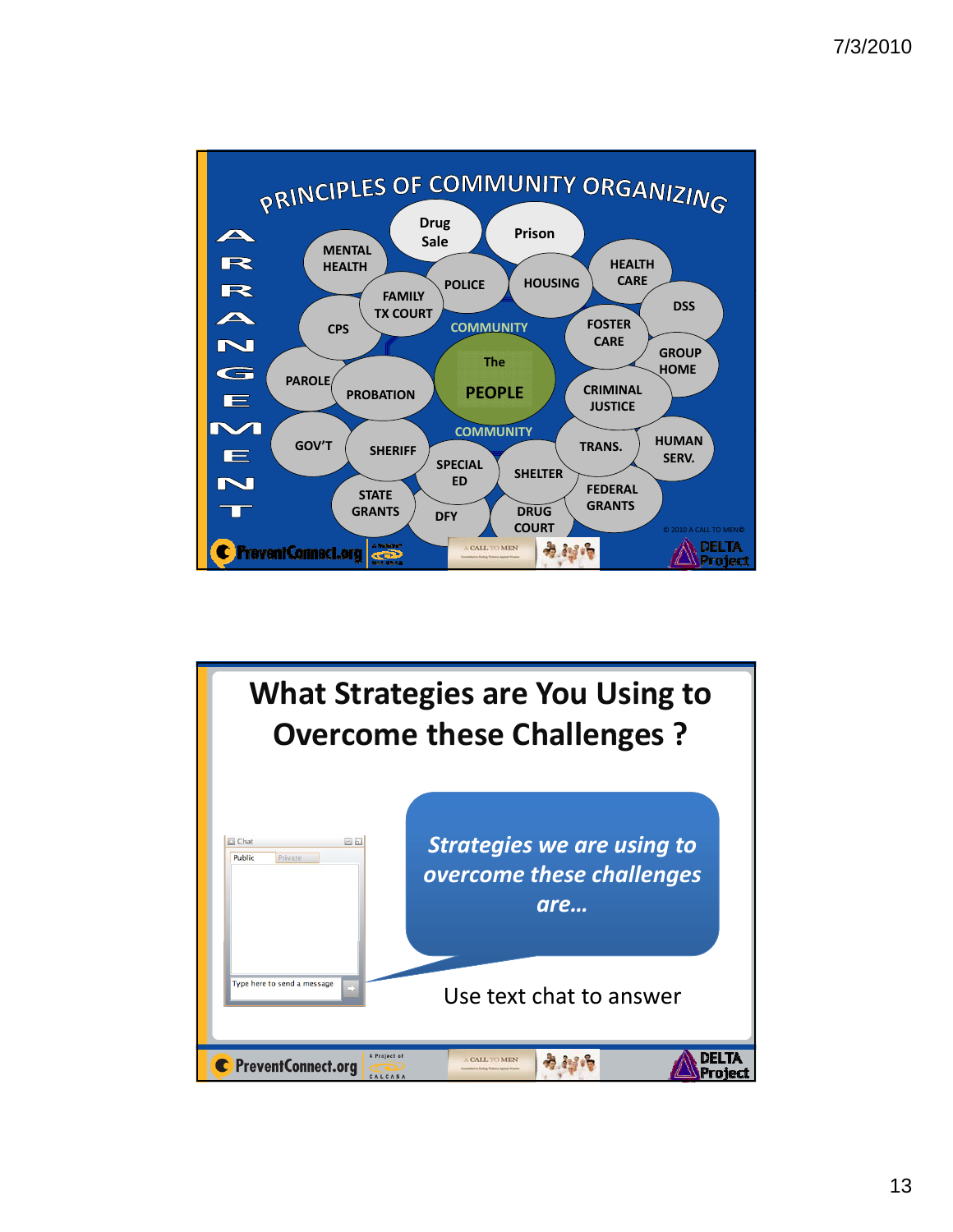## PRINCIPLES OF COMMUNITY ORGANIZING

ARRANGEMENT

Drug Sale · Prison · MENTAL HEALTH · POLICE · HOUSING · HEALTH CARE · FAMILY TX COURT · DSS · CPS · COMMUNITY · FOSTER CARE · GROUP HOME · The PEOPLE · PAROLE · PROBATION · CRIMINAL JUSTICE · COMMUNITY · GOV'T · SHERIFF · TRANS. · HUMAN SERV. · SPECIAL ED · SHELTER · STATE GRANTS · FEDERAL GRANTS · DFY · DRUG COURT

© 2010 A CALL TO MEN©

PreventConnect.org · A CALL TO MEN · DELTA Project

## What Strategies are You Using to Overcome these Challenges ?

*Strategies we are using to overcome these challenges are…*

Use text chat to answer

PreventConnect.org · A Project of CALCASA · A CALL TO MEN · DELTA Project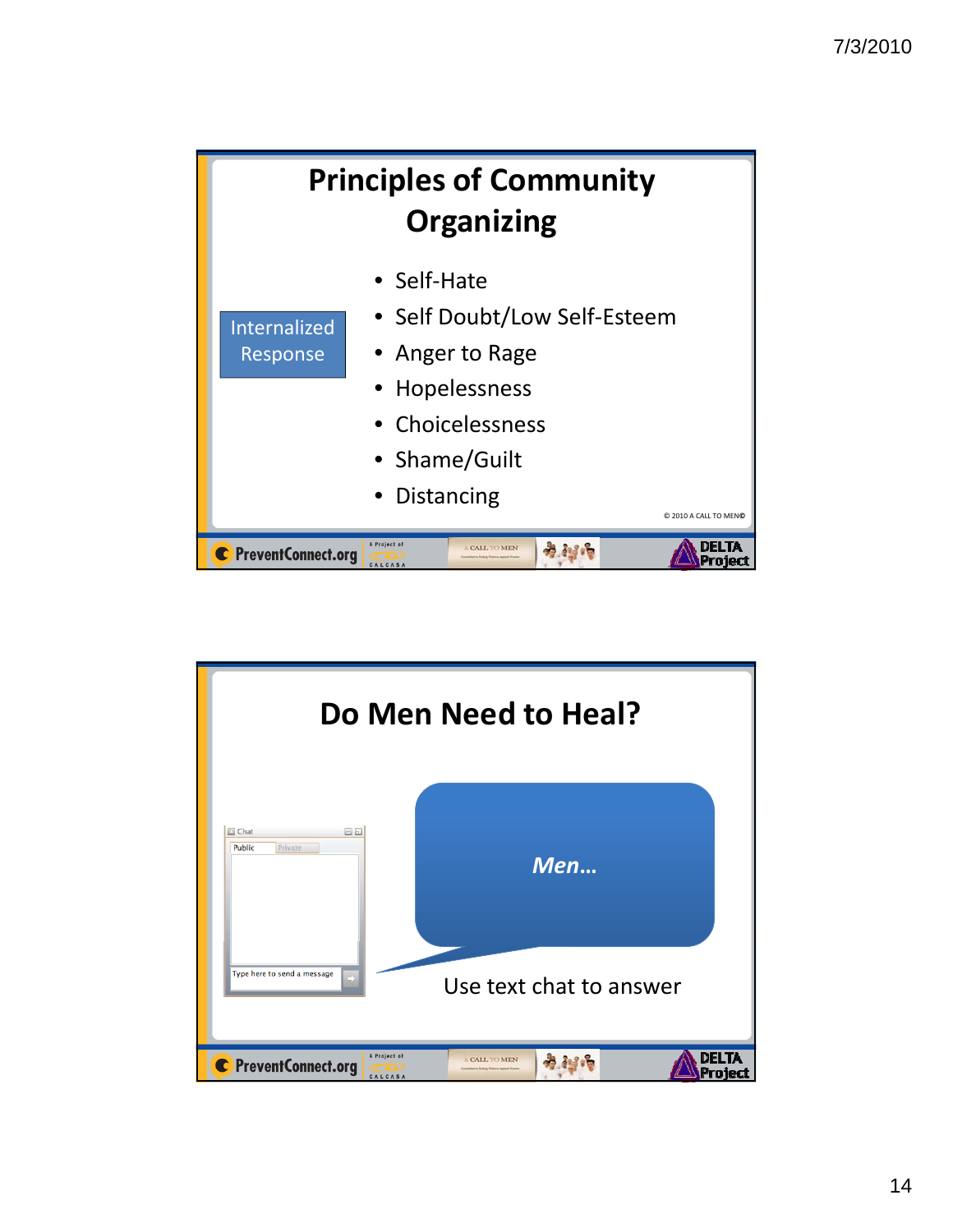## Principles of Community Organizing

Internalized Response

- Self-Hate
- Self Doubt/Low Self-Esteem
- Anger to Rage
- Hopelessness
- Choicelessness
- Shame/Guilt
- Distancing

© 2010 A CALL TO MEN©

## Do Men Need to Heal?

*Men…*

Use text chat to answer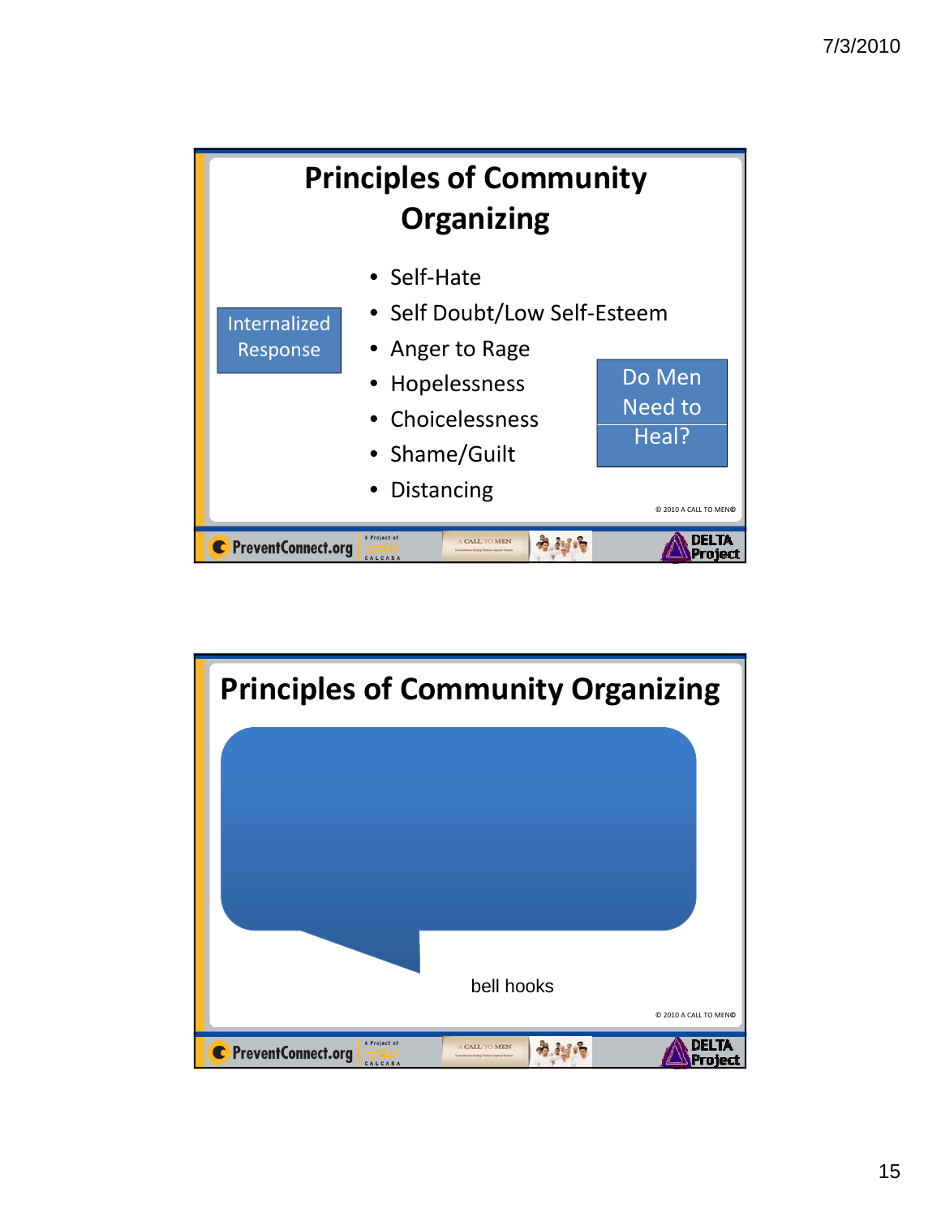## Principles of Community Organizing

Internalized Response

- Self-Hate
- Self Doubt/Low Self-Esteem
- Anger to Rage
- Hopelessness
- Choicelessness
- Shame/Guilt
- Distancing

Do Men Need to Heal?

© 2010 A CALL TO MEN©

## Principles of Community Organizing

bell hooks

© 2010 A CALL TO MEN©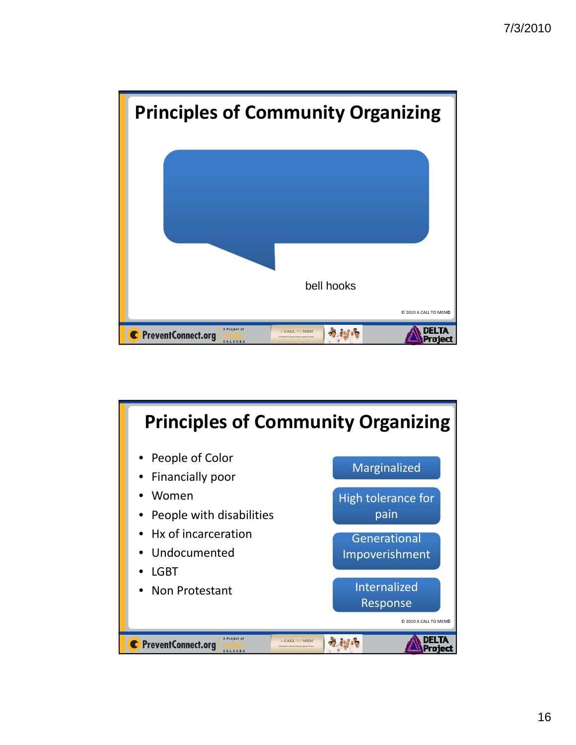## Principles of Community Organizing

bell hooks

© 2010 A CALL TO MEN©

## Principles of Community Organizing

- People of Color
- Financially poor
- Women
- People with disabilities
- Hx of incarceration
- Undocumented
- LGBT
- Non Protestant

Marginalized

High tolerance for pain

Generational Impoverishment

Internalized Response

© 2010 A CALL TO MEN©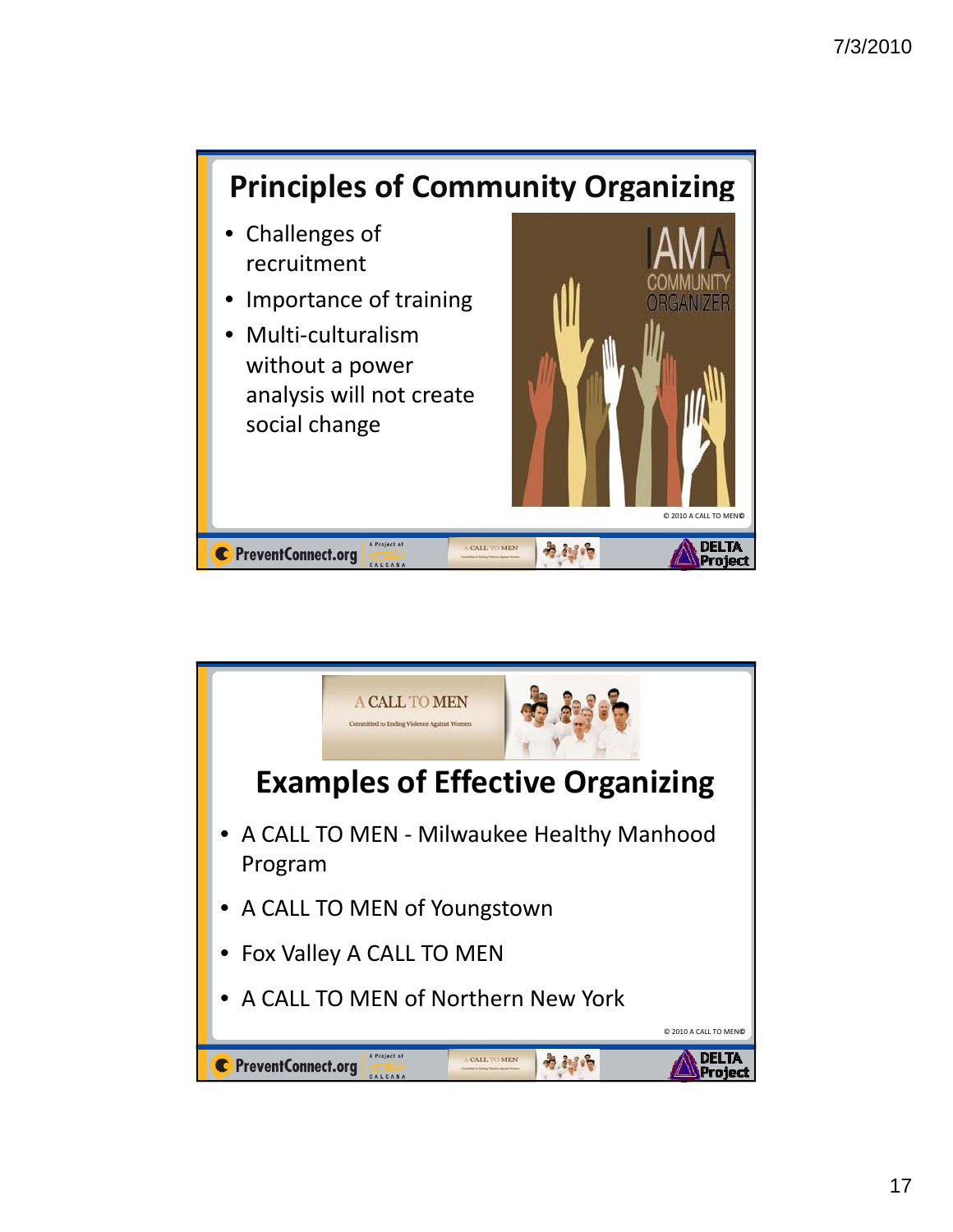## Principles of Community Organizing

- Challenges of recruitment
- Importance of training
- Multi-culturalism without a power analysis will not create social change

© 2010 A CALL TO MEN©

## Examples of Effective Organizing

- A CALL TO MEN - Milwaukee Healthy Manhood Program
- A CALL TO MEN of Youngstown
- Fox Valley A CALL TO MEN
- A CALL TO MEN of Northern New York

© 2010 A CALL TO MEN©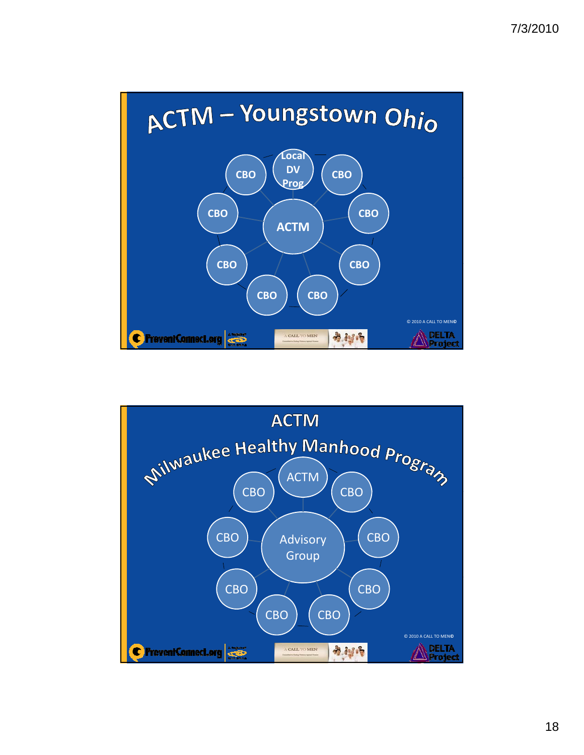## ACTM – Youngstown Ohio

- ACTM
  - Local DV Prog
  - CBO
  - CBO
  - CBO
  - CBO
  - CBO
  - CBO
  - CBO
  - CBO

© 2010 A CALL TO MEN©

PreventConnect.org | A CALL TO MEN | DELTA Project

## ACTM
## Milwaukee Healthy Manhood Program

- Advisory Group
  - ACTM
  - CBO
  - CBO
  - CBO
  - CBO
  - CBO
  - CBO
  - CBO
  - CBO

© 2010 A CALL TO MEN©

PreventConnect.org | A CALL TO MEN | DELTA Project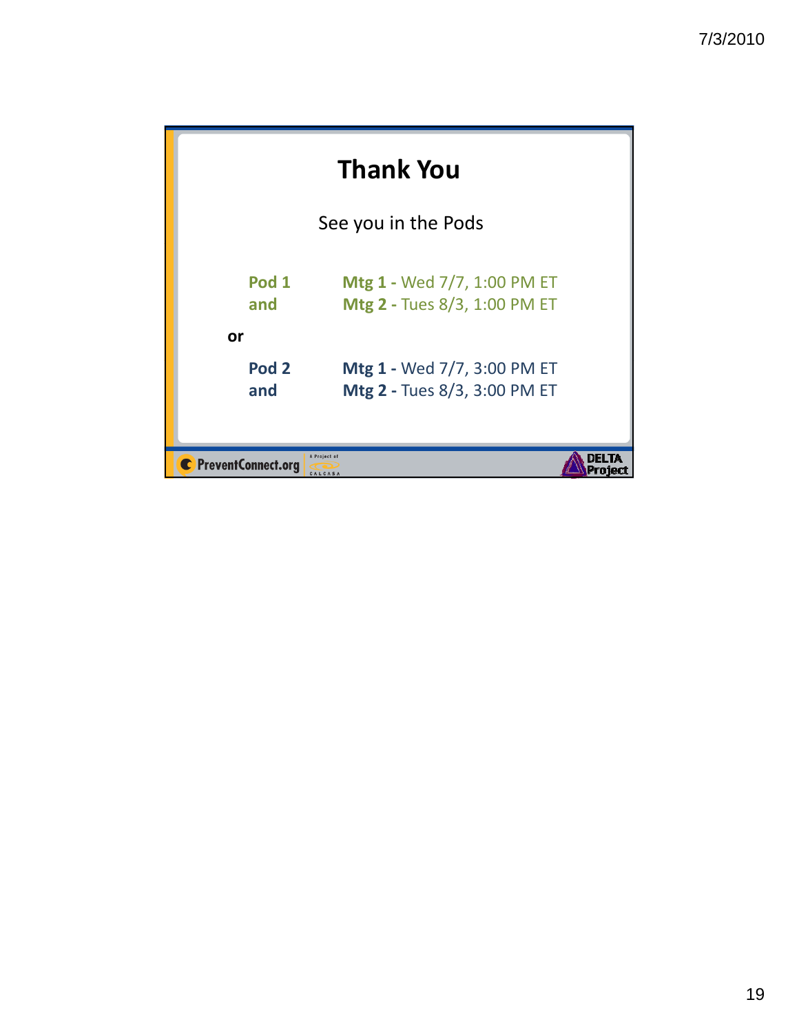# Thank You

See you in the Pods

**Pod 1** **Mtg 1 -** Wed 7/7, 1:00 PM ET
**and** **Mtg 2 -** Tues 8/3, 1:00 PM ET

**or**

**Pod 2** **Mtg 1 -** Wed 7/7, 3:00 PM ET
**and** **Mtg 2 -** Tues 8/3, 3:00 PM ET

PreventConnect.org | A Project of CALCASA

DELTA Project